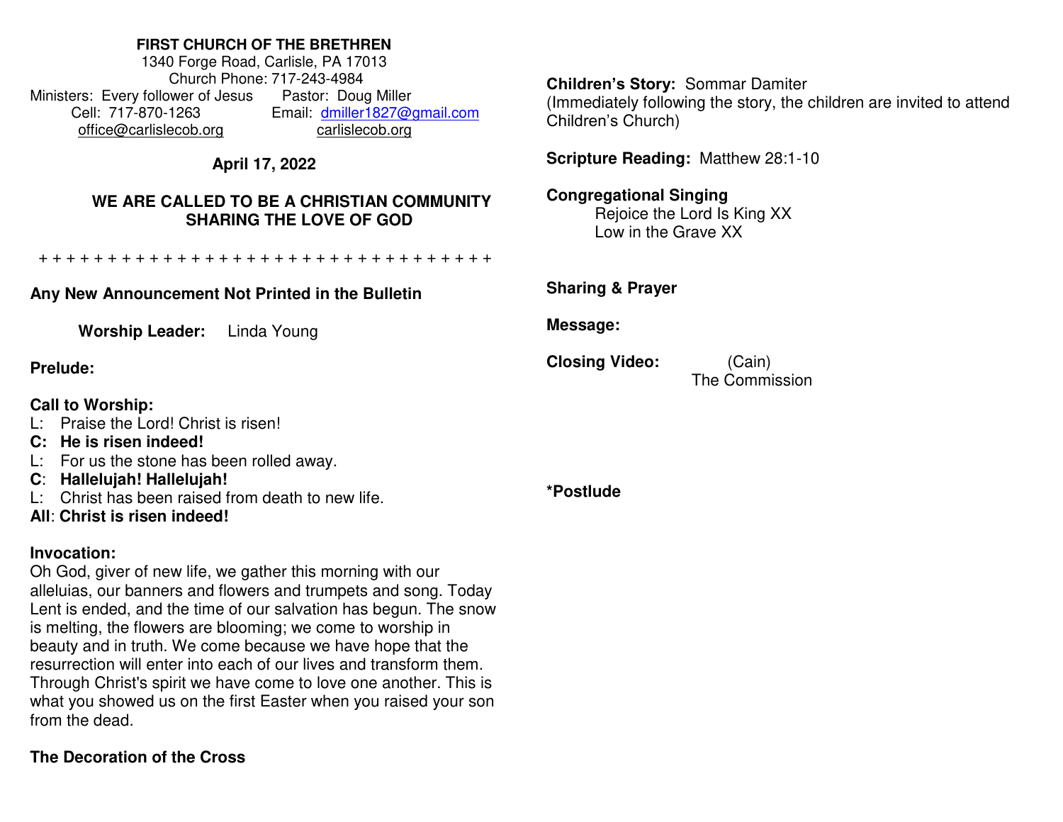**FIRST CHURCH OF THE BRETHREN**
1340 Forge Road, Carlisle, PA 17013
Church Phone: 717-243-4984
Ministers: Every follower of Jesus  Pastor: Doug Miller
Cell: 717-870-1263  Email: dmiller1827@gmail.com
office@carlislecob.org  carlislecob.org

**April 17, 2022**

**WE ARE CALLED TO BE A CHRISTIAN COMMUNITY SHARING THE LOVE OF GOD**

+ + + + + + + + + + + + + + + + + + + + + + + + + + + + + + + + + +

**Any New Announcement Not Printed in the Bulletin**

**Worship Leader:** Linda Young

**Prelude:**

**Call to Worship:**
L: Praise the Lord! Christ is risen!
**C: He is risen indeed!**
L: For us the stone has been rolled away.
**C: Hallelujah! Hallelujah!**
L: Christ has been raised from death to new life.
**All: Christ is risen indeed!**

**Invocation:**
Oh God, giver of new life, we gather this morning with our alleluias, our banners and flowers and trumpets and song. Today Lent is ended, and the time of our salvation has begun. The snow is melting, the flowers are blooming; we come to worship in beauty and in truth. We come because we have hope that the resurrection will enter into each of our lives and transform them. Through Christ's spirit we have come to love one another. This is what you showed us on the first Easter when you raised your son from the dead.

**The Decoration of the Cross**

**Children's Story:** Sommar Damiter
(Immediately following the story, the children are invited to attend Children's Church)

**Scripture Reading:** Matthew 28:1-10

**Congregational Singing**
Rejoice the Lord Is King XX
Low in the Grave XX

**Sharing & Prayer**

**Message:**

**Closing Video:** (Cain)
The Commission

***Postlude**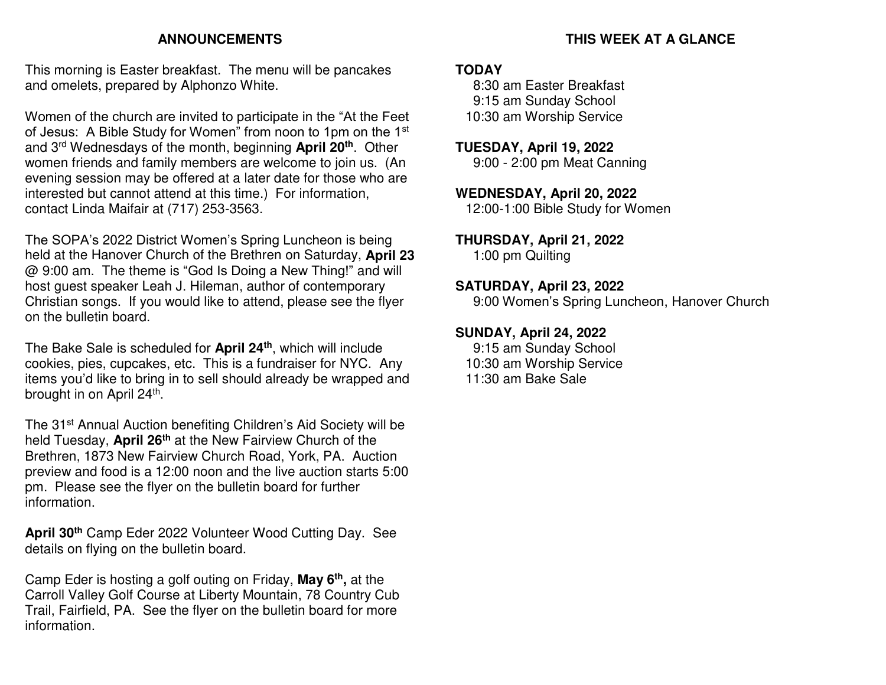## ANNOUNCEMENTS

This morning is Easter breakfast. The menu will be pancakes and omelets, prepared by Alphonzo White.

Women of the church are invited to participate in the "At the Feet of Jesus: A Bible Study for Women" from noon to 1pm on the 1st and 3rd Wednesdays of the month, beginning **April 20th**. Other women friends and family members are welcome to join us. (An evening session may be offered at a later date for those who are interested but cannot attend at this time.) For information, contact Linda Maifair at (717) 253-3563.

The SOPA's 2022 District Women's Spring Luncheon is being held at the Hanover Church of the Brethren on Saturday, **April 23** @ 9:00 am. The theme is "God Is Doing a New Thing!" and will host guest speaker Leah J. Hileman, author of contemporary Christian songs. If you would like to attend, please see the flyer on the bulletin board.

The Bake Sale is scheduled for **April 24th**, which will include cookies, pies, cupcakes, etc. This is a fundraiser for NYC. Any items you'd like to bring in to sell should already be wrapped and brought in on April 24th.

The 31st Annual Auction benefiting Children's Aid Society will be held Tuesday, **April 26th** at the New Fairview Church of the Brethren, 1873 New Fairview Church Road, York, PA. Auction preview and food is a 12:00 noon and the live auction starts 5:00 pm. Please see the flyer on the bulletin board for further information.

**April 30th** Camp Eder 2022 Volunteer Wood Cutting Day. See details on flying on the bulletin board.

Camp Eder is hosting a golf outing on Friday, **May 6th,** at the Carroll Valley Golf Course at Liberty Mountain, 78 Country Cub Trail, Fairfield, PA. See the flyer on the bulletin board for more information.

## THIS WEEK AT A GLANCE

**TODAY**
8:30 am Easter Breakfast
9:15 am Sunday School
10:30 am Worship Service

**TUESDAY, April 19, 2022**
9:00 - 2:00 pm Meat Canning

**WEDNESDAY, April 20, 2022**
12:00-1:00 Bible Study for Women

**THURSDAY, April 21, 2022**
1:00 pm Quilting

**SATURDAY, April 23, 2022**
9:00 Women's Spring Luncheon, Hanover Church

**SUNDAY, April 24, 2022**
9:15 am Sunday School
10:30 am Worship Service
11:30 am Bake Sale